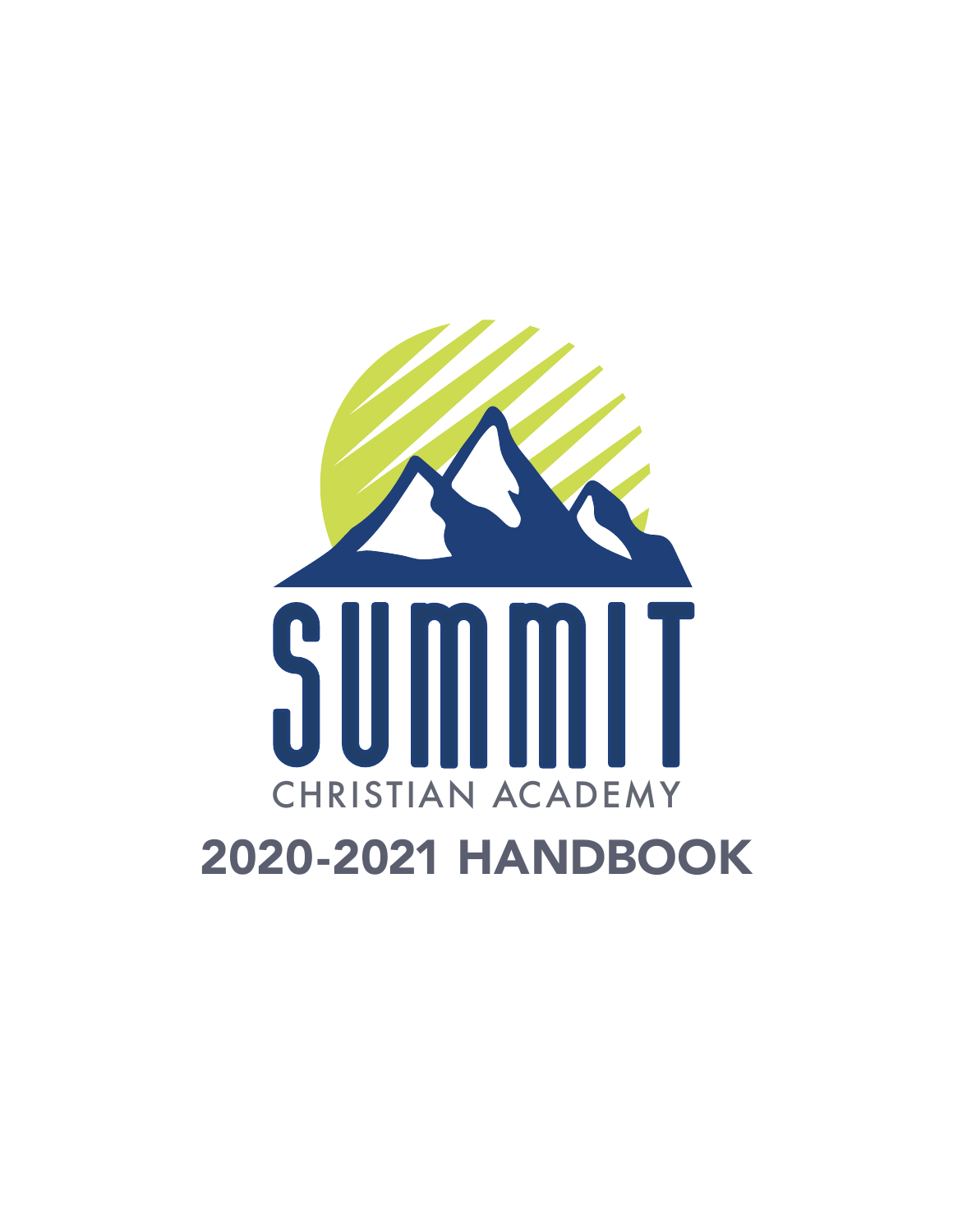# SUMMIT

CHRISTIAN ACADEMY

## 2020-2021 HANDBOOK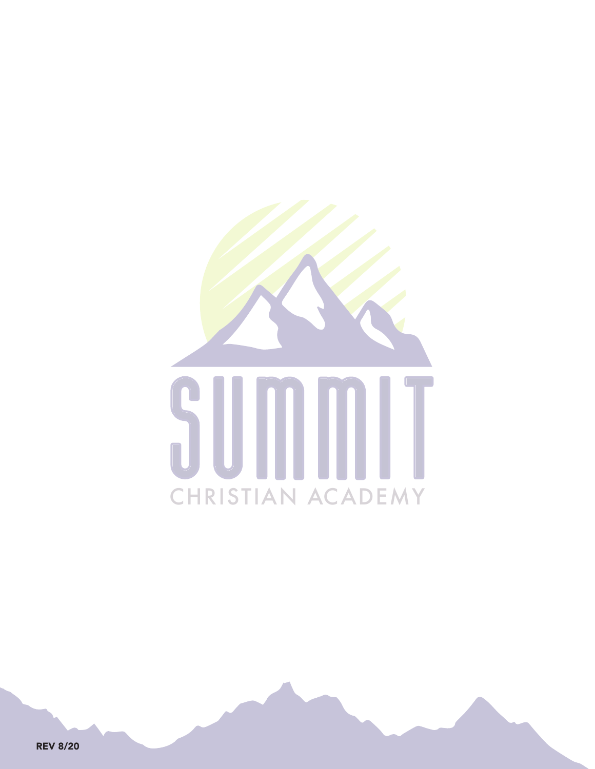SUMMIT

CHRISTIAN ACADEMY

**REV 8/20**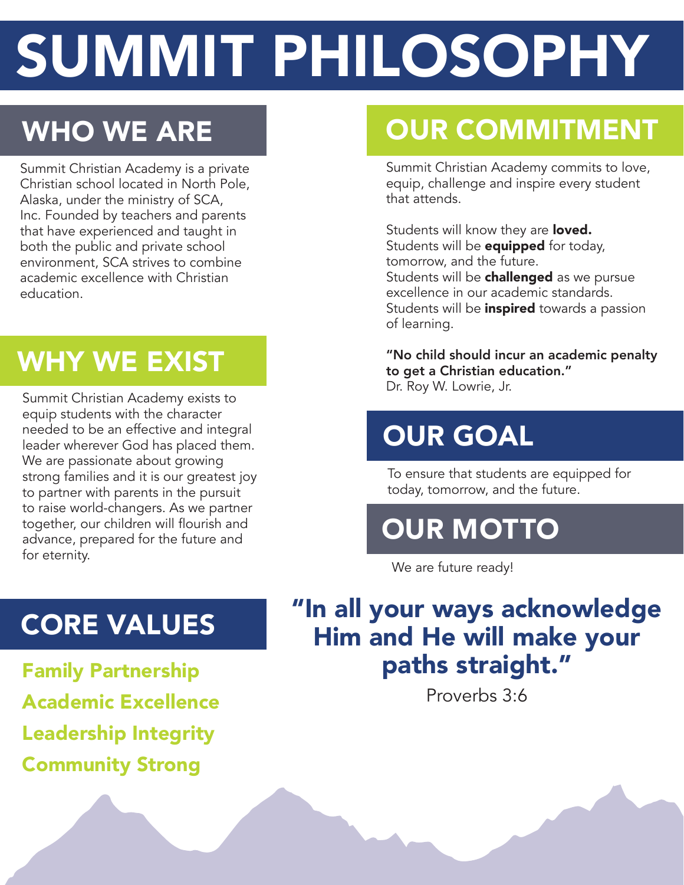# SUMMIT PHILOSOPHY

## WHO WE ARE

Summit Christian Academy is a private Christian school located in North Pole, Alaska, under the ministry of SCA, Inc. Founded by teachers and parents that have experienced and taught in both the public and private school environment, SCA strives to combine academic excellence with Christian education.

## WHY WE EXIST

Summit Christian Academy exists to equip students with the character needed to be an effective and integral leader wherever God has placed them. We are passionate about growing strong families and it is our greatest joy to partner with parents in the pursuit to raise world-changers. As we partner together, our children will flourish and advance, prepared for the future and for eternity.

## CORE VALUES

**Family Partnership**

**Academic Excellence**

**Leadership Integrity**

**Community Strong**

## OUR COMMITMENT

Summit Christian Academy commits to love, equip, challenge and inspire every student that attends.

Students will know they are **loved.**
Students will be **equipped** for today, tomorrow, and the future.
Students will be **challenged** as we pursue excellence in our academic standards.
Students will be **inspired** towards a passion of learning.

**"No child should incur an academic penalty to get a Christian education."**
Dr. Roy W. Lowrie, Jr.

## OUR GOAL

To ensure that students are equipped for today, tomorrow, and the future.

## OUR MOTTO

We are future ready!

**"In all your ways acknowledge Him and He will make your paths straight."**

Proverbs 3:6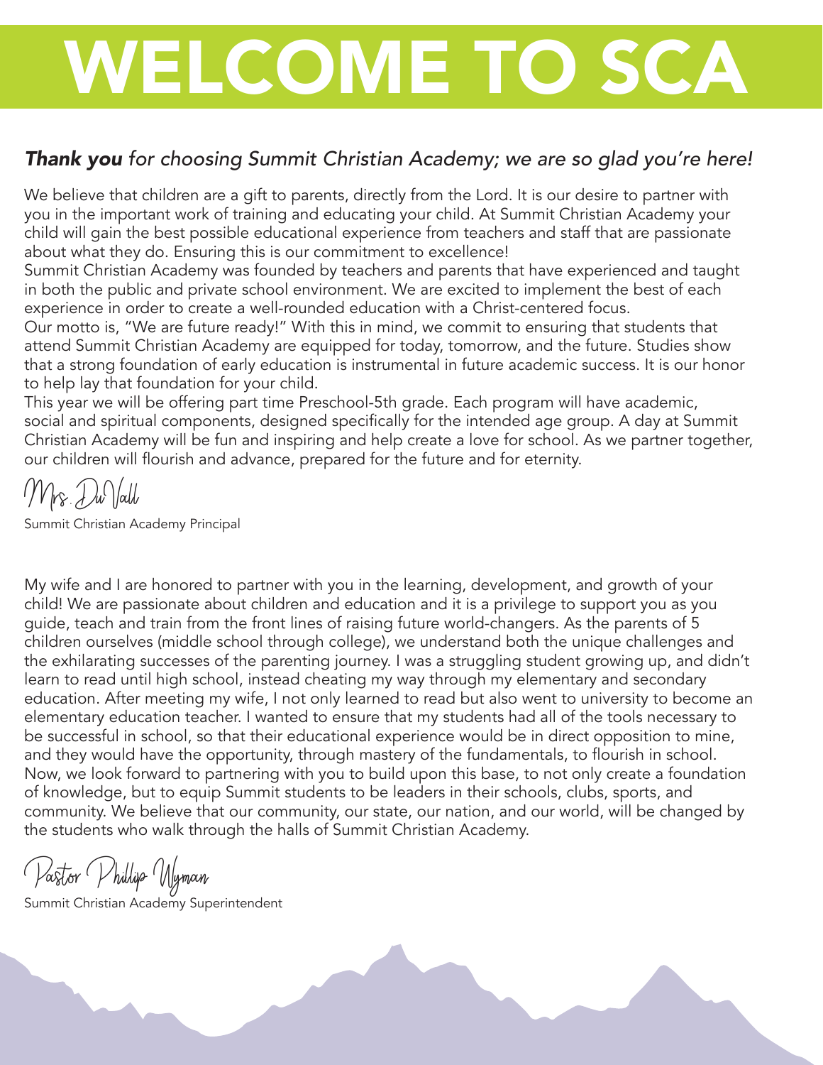# WELCOME TO SCA

***Thank you*** *for choosing Summit Christian Academy; we are so glad you're here!*

We believe that children are a gift to parents, directly from the Lord. It is our desire to partner with you in the important work of training and educating your child. At Summit Christian Academy your child will gain the best possible educational experience from teachers and staff that are passionate about what they do. Ensuring this is our commitment to excellence!

Summit Christian Academy was founded by teachers and parents that have experienced and taught in both the public and private school environment. We are excited to implement the best of each experience in order to create a well-rounded education with a Christ-centered focus.

Our motto is, "We are future ready!" With this in mind, we commit to ensuring that students that attend Summit Christian Academy are equipped for today, tomorrow, and the future. Studies show that a strong foundation of early education is instrumental in future academic success. It is our honor to help lay that foundation for your child.

This year we will be offering part time Preschool-5th grade. Each program will have academic, social and spiritual components, designed specifically for the intended age group. A day at Summit Christian Academy will be fun and inspiring and help create a love for school. As we partner together, our children will flourish and advance, prepared for the future and for eternity.

Mrs. DuVall

Summit Christian Academy Principal

My wife and I are honored to partner with you in the learning, development, and growth of your child! We are passionate about children and education and it is a privilege to support you as you guide, teach and train from the front lines of raising future world-changers. As the parents of 5 children ourselves (middle school through college), we understand both the unique challenges and the exhilarating successes of the parenting journey. I was a struggling student growing up, and didn't learn to read until high school, instead cheating my way through my elementary and secondary education. After meeting my wife, I not only learned to read but also went to university to become an elementary education teacher. I wanted to ensure that my students had all of the tools necessary to be successful in school, so that their educational experience would be in direct opposition to mine, and they would have the opportunity, through mastery of the fundamentals, to flourish in school. Now, we look forward to partnering with you to build upon this base, to not only create a foundation of knowledge, but to equip Summit students to be leaders in their schools, clubs, sports, and community. We believe that our community, our state, our nation, and our world, will be changed by the students who walk through the halls of Summit Christian Academy.

Pastor Phillip Wyman

Summit Christian Academy Superintendent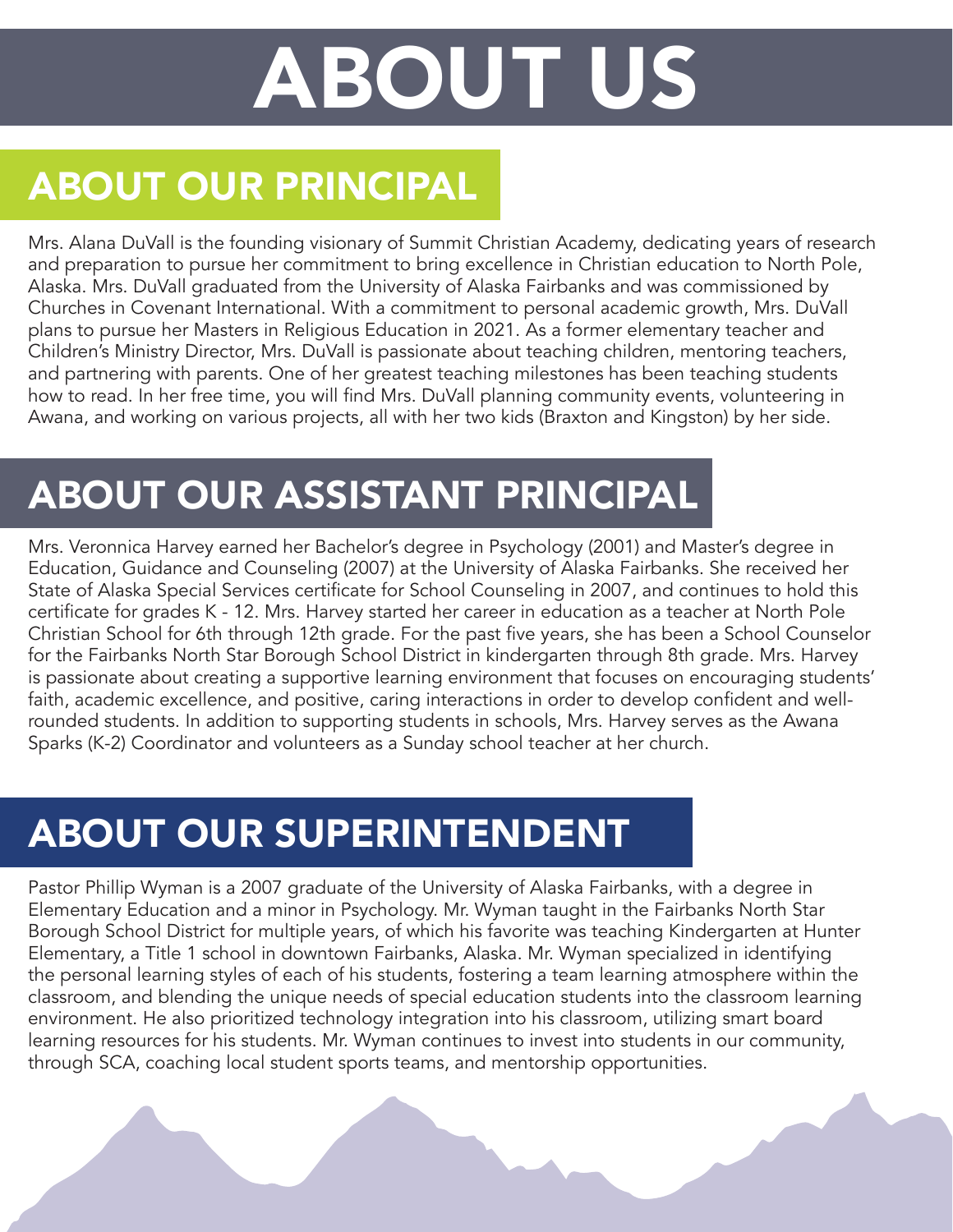# ABOUT US

## ABOUT OUR PRINCIPAL

Mrs. Alana DuVall is the founding visionary of Summit Christian Academy, dedicating years of research and preparation to pursue her commitment to bring excellence in Christian education to North Pole, Alaska. Mrs. DuVall graduated from the University of Alaska Fairbanks and was commissioned by Churches in Covenant International. With a commitment to personal academic growth, Mrs. DuVall plans to pursue her Masters in Religious Education in 2021. As a former elementary teacher and Children's Ministry Director, Mrs. DuVall is passionate about teaching children, mentoring teachers, and partnering with parents. One of her greatest teaching milestones has been teaching students how to read. In her free time, you will find Mrs. DuVall planning community events, volunteering in Awana, and working on various projects, all with her two kids (Braxton and Kingston) by her side.

## ABOUT OUR ASSISTANT PRINCIPAL

Mrs. Veronnica Harvey earned her Bachelor's degree in Psychology (2001) and Master's degree in Education, Guidance and Counseling (2007) at the University of Alaska Fairbanks. She received her State of Alaska Special Services certificate for School Counseling in 2007, and continues to hold this certificate for grades K - 12. Mrs. Harvey started her career in education as a teacher at North Pole Christian School for 6th through 12th grade. For the past five years, she has been a School Counselor for the Fairbanks North Star Borough School District in kindergarten through 8th grade. Mrs. Harvey is passionate about creating a supportive learning environment that focuses on encouraging students' faith, academic excellence, and positive, caring interactions in order to develop confident and well-rounded students. In addition to supporting students in schools, Mrs. Harvey serves as the Awana Sparks (K-2) Coordinator and volunteers as a Sunday school teacher at her church.

## ABOUT OUR SUPERINTENDENT

Pastor Phillip Wyman is a 2007 graduate of the University of Alaska Fairbanks, with a degree in Elementary Education and a minor in Psychology. Mr. Wyman taught in the Fairbanks North Star Borough School District for multiple years, of which his favorite was teaching Kindergarten at Hunter Elementary, a Title 1 school in downtown Fairbanks, Alaska. Mr. Wyman specialized in identifying the personal learning styles of each of his students, fostering a team learning atmosphere within the classroom, and blending the unique needs of special education students into the classroom learning environment. He also prioritized technology integration into his classroom, utilizing smart board learning resources for his students. Mr. Wyman continues to invest into students in our community, through SCA, coaching local student sports teams, and mentorship opportunities.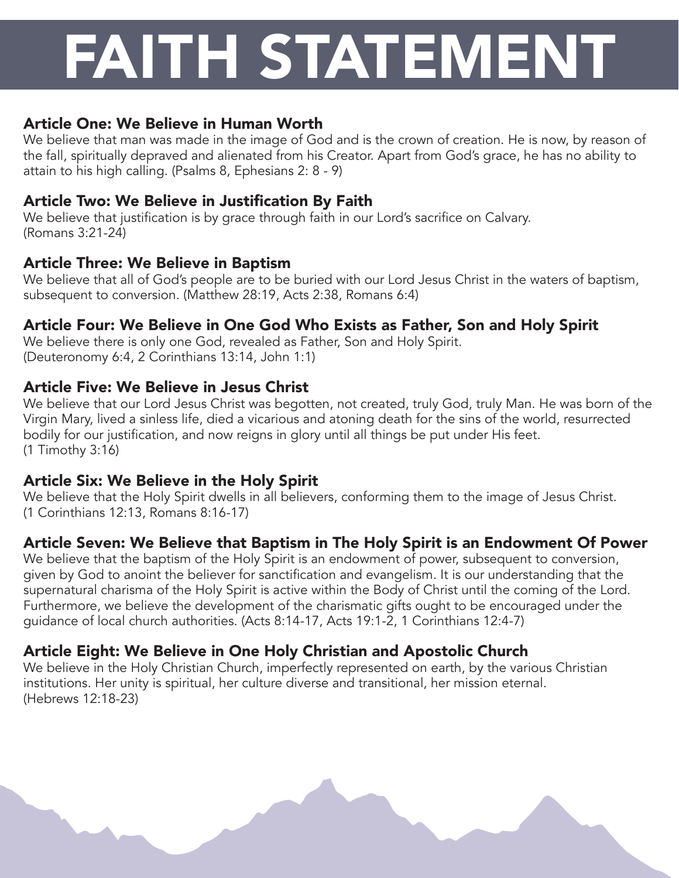# FAITH STATEMENT

### Article One: We Believe in Human Worth

We believe that man was made in the image of God and is the crown of creation. He is now, by reason of the fall, spiritually depraved and alienated from his Creator. Apart from God's grace, he has no ability to attain to his high calling. (Psalms 8, Ephesians 2: 8 - 9)

### Article Two: We Believe in Justification By Faith

We believe that justification is by grace through faith in our Lord's sacrifice on Calvary. (Romans 3:21-24)

### Article Three: We Believe in Baptism

We believe that all of God's people are to be buried with our Lord Jesus Christ in the waters of baptism, subsequent to conversion. (Matthew 28:19, Acts 2:38, Romans 6:4)

### Article Four: We Believe in One God Who Exists as Father, Son and Holy Spirit

We believe there is only one God, revealed as Father, Son and Holy Spirit. (Deuteronomy 6:4, 2 Corinthians 13:14, John 1:1)

### Article Five: We Believe in Jesus Christ

We believe that our Lord Jesus Christ was begotten, not created, truly God, truly Man. He was born of the Virgin Mary, lived a sinless life, died a vicarious and atoning death for the sins of the world, resurrected bodily for our justification, and now reigns in glory until all things be put under His feet. (1 Timothy 3:16)

### Article Six: We Believe in the Holy Spirit

We believe that the Holy Spirit dwells in all believers, conforming them to the image of Jesus Christ. (1 Corinthians 12:13, Romans 8:16-17)

### Article Seven: We Believe that Baptism in The Holy Spirit is an Endowment Of Power

We believe that the baptism of the Holy Spirit is an endowment of power, subsequent to conversion, given by God to anoint the believer for sanctification and evangelism. It is our understanding that the supernatural charisma of the Holy Spirit is active within the Body of Christ until the coming of the Lord. Furthermore, we believe the development of the charismatic gifts ought to be encouraged under the guidance of local church authorities. (Acts 8:14-17, Acts 19:1-2, 1 Corinthians 12:4-7)

### Article Eight: We Believe in One Holy Christian and Apostolic Church

We believe in the Holy Christian Church, imperfectly represented on earth, by the various Christian institutions. Her unity is spiritual, her culture diverse and transitional, her mission eternal. (Hebrews 12:18-23)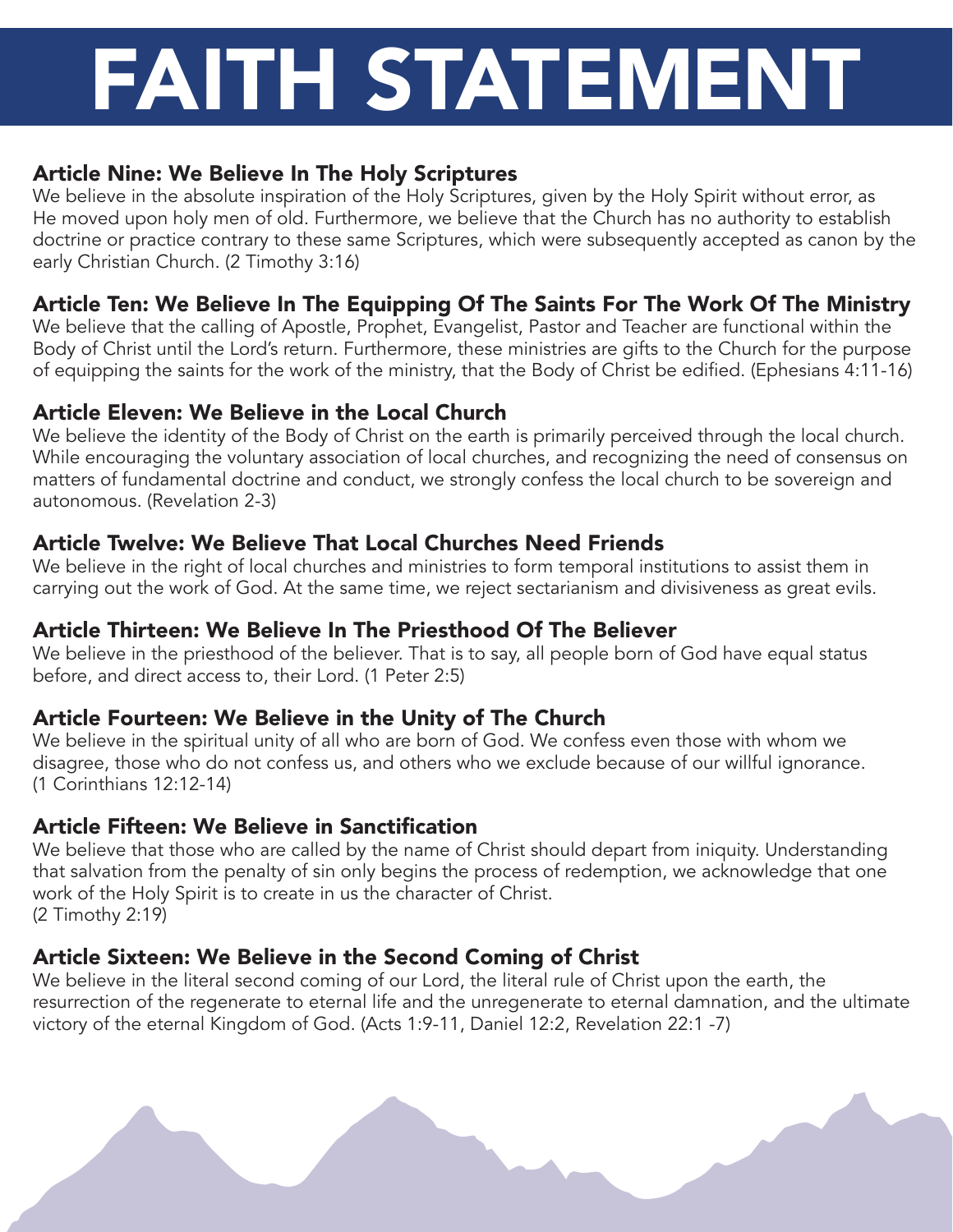# FAITH STATEMENT

### Article Nine: We Believe In The Holy Scriptures

We believe in the absolute inspiration of the Holy Scriptures, given by the Holy Spirit without error, as He moved upon holy men of old. Furthermore, we believe that the Church has no authority to establish doctrine or practice contrary to these same Scriptures, which were subsequently accepted as canon by the early Christian Church. (2 Timothy 3:16)

### Article Ten: We Believe In The Equipping Of The Saints For The Work Of The Ministry

We believe that the calling of Apostle, Prophet, Evangelist, Pastor and Teacher are functional within the Body of Christ until the Lord's return. Furthermore, these ministries are gifts to the Church for the purpose of equipping the saints for the work of the ministry, that the Body of Christ be edified. (Ephesians 4:11-16)

### Article Eleven: We Believe in the Local Church

We believe the identity of the Body of Christ on the earth is primarily perceived through the local church. While encouraging the voluntary association of local churches, and recognizing the need of consensus on matters of fundamental doctrine and conduct, we strongly confess the local church to be sovereign and autonomous. (Revelation 2-3)

### Article Twelve: We Believe That Local Churches Need Friends

We believe in the right of local churches and ministries to form temporal institutions to assist them in carrying out the work of God. At the same time, we reject sectarianism and divisiveness as great evils.

### Article Thirteen: We Believe In The Priesthood Of The Believer

We believe in the priesthood of the believer. That is to say, all people born of God have equal status before, and direct access to, their Lord. (1 Peter 2:5)

### Article Fourteen: We Believe in the Unity of The Church

We believe in the spiritual unity of all who are born of God. We confess even those with whom we disagree, those who do not confess us, and others who we exclude because of our willful ignorance. (1 Corinthians 12:12-14)

### Article Fifteen: We Believe in Sanctification

We believe that those who are called by the name of Christ should depart from iniquity. Understanding that salvation from the penalty of sin only begins the process of redemption, we acknowledge that one work of the Holy Spirit is to create in us the character of Christ. (2 Timothy 2:19)

### Article Sixteen: We Believe in the Second Coming of Christ

We believe in the literal second coming of our Lord, the literal rule of Christ upon the earth, the resurrection of the regenerate to eternal life and the unregenerate to eternal damnation, and the ultimate victory of the eternal Kingdom of God. (Acts 1:9-11, Daniel 12:2, Revelation 22:1 -7)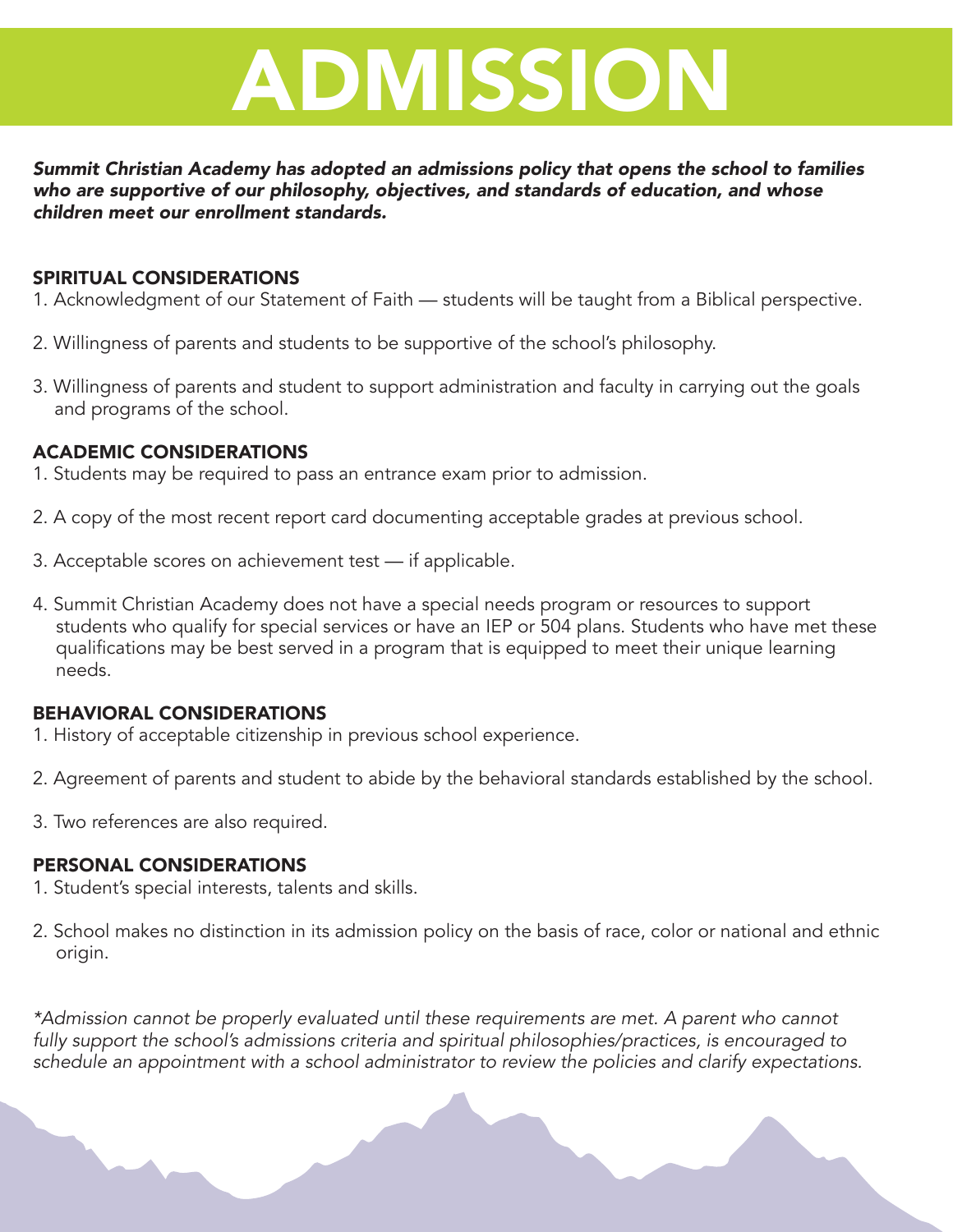# ADMISSION

***Summit Christian Academy has adopted an admissions policy that opens the school to families who are supportive of our philosophy, objectives, and standards of education, and whose children meet our enrollment standards.***

## SPIRITUAL CONSIDERATIONS

1. Acknowledgment of our Statement of Faith — students will be taught from a Biblical perspective.
2. Willingness of parents and students to be supportive of the school's philosophy.
3. Willingness of parents and student to support administration and faculty in carrying out the goals and programs of the school.

## ACADEMIC CONSIDERATIONS

1. Students may be required to pass an entrance exam prior to admission.
2. A copy of the most recent report card documenting acceptable grades at previous school.
3. Acceptable scores on achievement test — if applicable.
4. Summit Christian Academy does not have a special needs program or resources to support students who qualify for special services or have an IEP or 504 plans. Students who have met these qualifications may be best served in a program that is equipped to meet their unique learning needs.

## BEHAVIORAL CONSIDERATIONS

1. History of acceptable citizenship in previous school experience.
2. Agreement of parents and student to abide by the behavioral standards established by the school.
3. Two references are also required.

## PERSONAL CONSIDERATIONS

1. Student's special interests, talents and skills.
2. School makes no distinction in its admission policy on the basis of race, color or national and ethnic origin.

*\*Admission cannot be properly evaluated until these requirements are met. A parent who cannot fully support the school's admissions criteria and spiritual philosophies/practices, is encouraged to schedule an appointment with a school administrator to review the policies and clarify expectations.*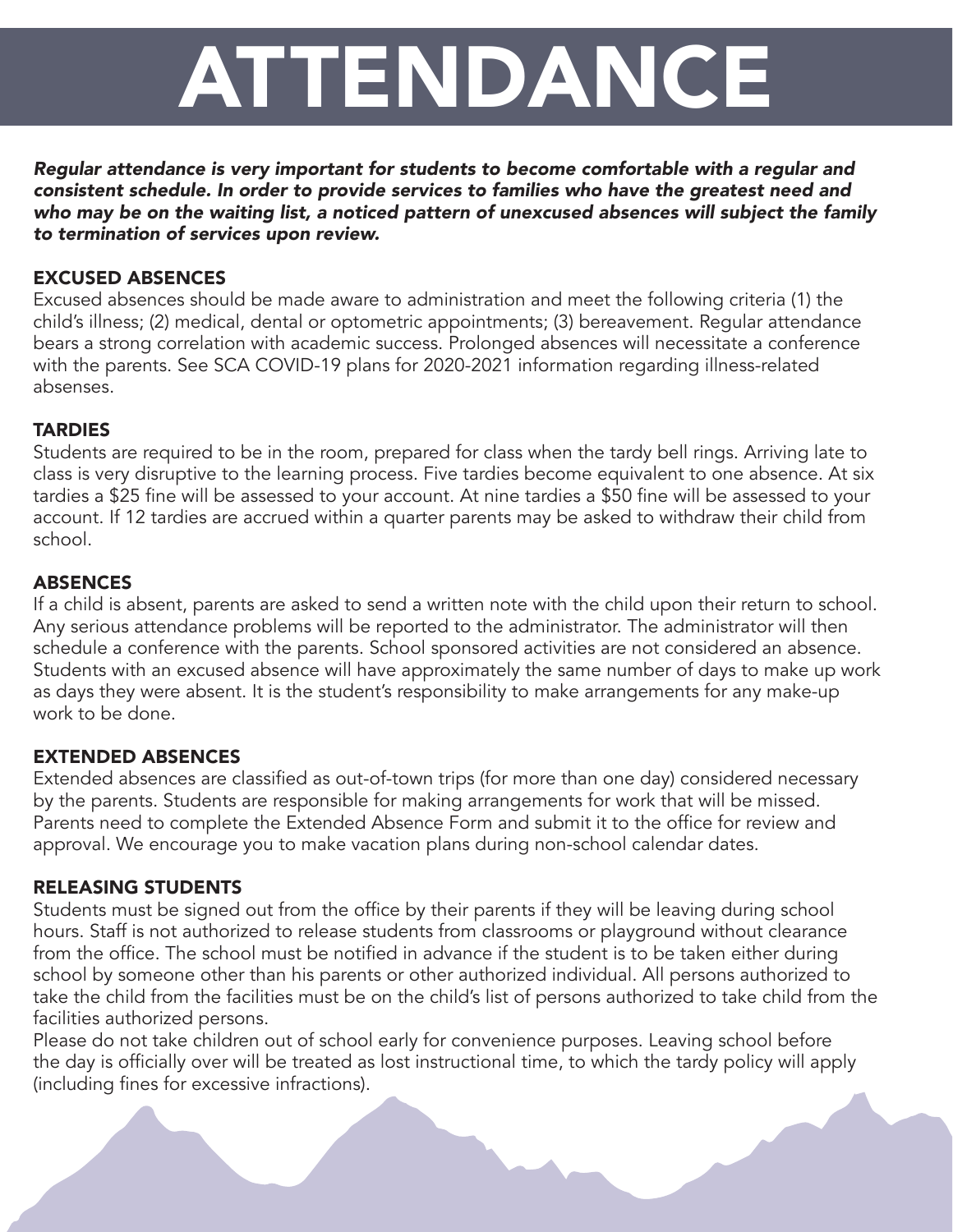# ATTENDANCE

***Regular attendance is very important for students to become comfortable with a regular and consistent schedule. In order to provide services to families who have the greatest need and who may be on the waiting list, a noticed pattern of unexcused absences will subject the family to termination of services upon review.***

## EXCUSED ABSENCES

Excused absences should be made aware to administration and meet the following criteria (1) the child's illness; (2) medical, dental or optometric appointments; (3) bereavement. Regular attendance bears a strong correlation with academic success. Prolonged absences will necessitate a conference with the parents. See SCA COVID-19 plans for 2020-2021 information regarding illness-related absenses.

## TARDIES

Students are required to be in the room, prepared for class when the tardy bell rings. Arriving late to class is very disruptive to the learning process. Five tardies become equivalent to one absence. At six tardies a $25 fine will be assessed to your account. At nine tardies a $50 fine will be assessed to your account. If 12 tardies are accrued within a quarter parents may be asked to withdraw their child from school.

## ABSENCES

If a child is absent, parents are asked to send a written note with the child upon their return to school. Any serious attendance problems will be reported to the administrator. The administrator will then schedule a conference with the parents. School sponsored activities are not considered an absence. Students with an excused absence will have approximately the same number of days to make up work as days they were absent. It is the student's responsibility to make arrangements for any make-up work to be done.

## EXTENDED ABSENCES

Extended absences are classified as out-of-town trips (for more than one day) considered necessary by the parents. Students are responsible for making arrangements for work that will be missed. Parents need to complete the Extended Absence Form and submit it to the office for review and approval. We encourage you to make vacation plans during non-school calendar dates.

## RELEASING STUDENTS

Students must be signed out from the office by their parents if they will be leaving during school hours. Staff is not authorized to release students from classrooms or playground without clearance from the office. The school must be notified in advance if the student is to be taken either during school by someone other than his parents or other authorized individual. All persons authorized to take the child from the facilities must be on the child's list of persons authorized to take child from the facilities authorized persons.

Please do not take children out of school early for convenience purposes. Leaving school before the day is officially over will be treated as lost instructional time, to which the tardy policy will apply (including fines for excessive infractions).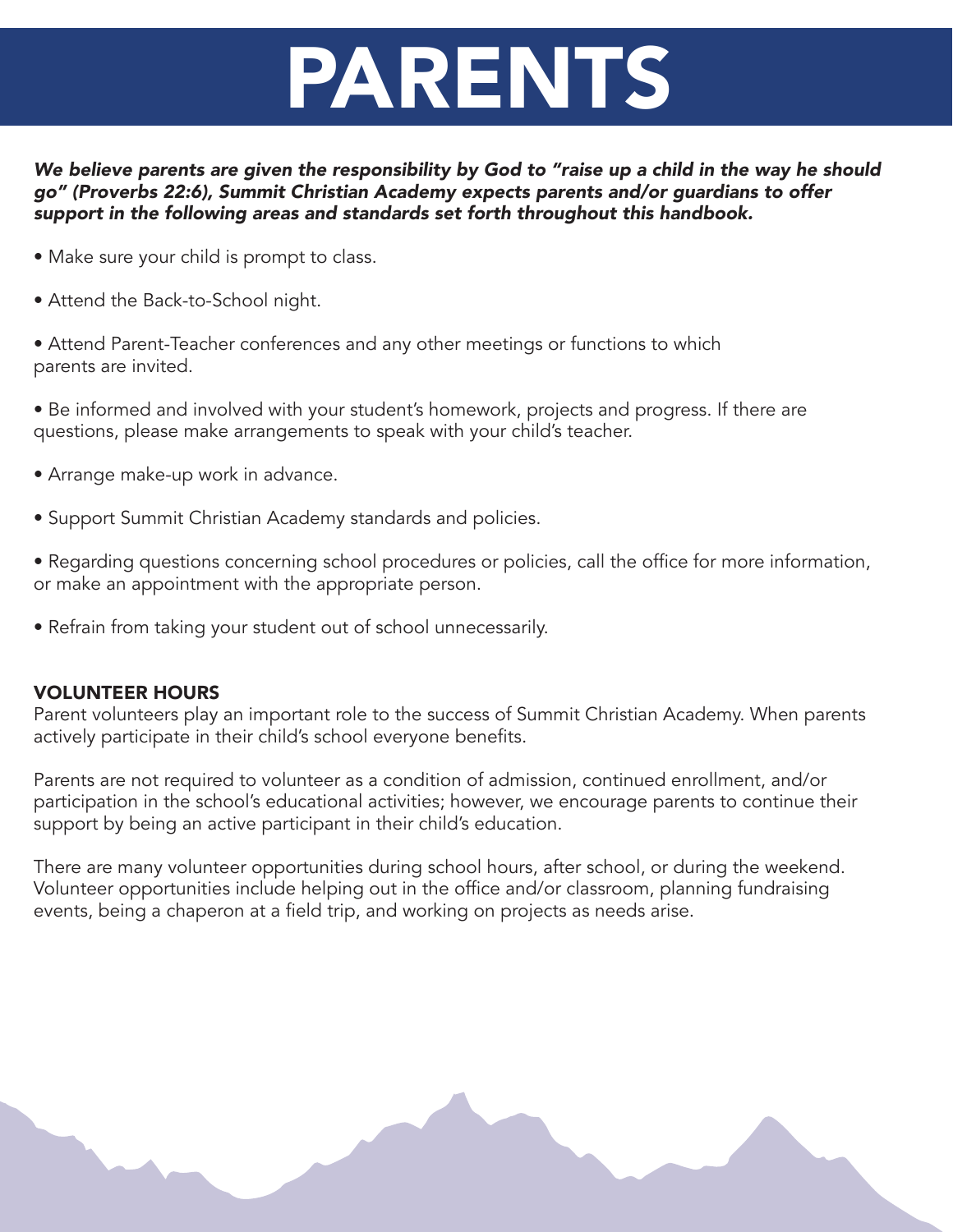# PARENTS

***We believe parents are given the responsibility by God to "raise up a child in the way he should go" (Proverbs 22:6), Summit Christian Academy expects parents and/or guardians to offer support in the following areas and standards set forth throughout this handbook.***

- Make sure your child is prompt to class.
- Attend the Back-to-School night.
- Attend Parent-Teacher conferences and any other meetings or functions to which parents are invited.
- Be informed and involved with your student's homework, projects and progress. If there are questions, please make arrangements to speak with your child's teacher.
- Arrange make-up work in advance.
- Support Summit Christian Academy standards and policies.
- Regarding questions concerning school procedures or policies, call the office for more information, or make an appointment with the appropriate person.
- Refrain from taking your student out of school unnecessarily.

## VOLUNTEER HOURS

Parent volunteers play an important role to the success of Summit Christian Academy. When parents actively participate in their child's school everyone benefits.

Parents are not required to volunteer as a condition of admission, continued enrollment, and/or participation in the school's educational activities; however, we encourage parents to continue their support by being an active participant in their child's education.

There are many volunteer opportunities during school hours, after school, or during the weekend. Volunteer opportunities include helping out in the office and/or classroom, planning fundraising events, being a chaperon at a field trip, and working on projects as needs arise.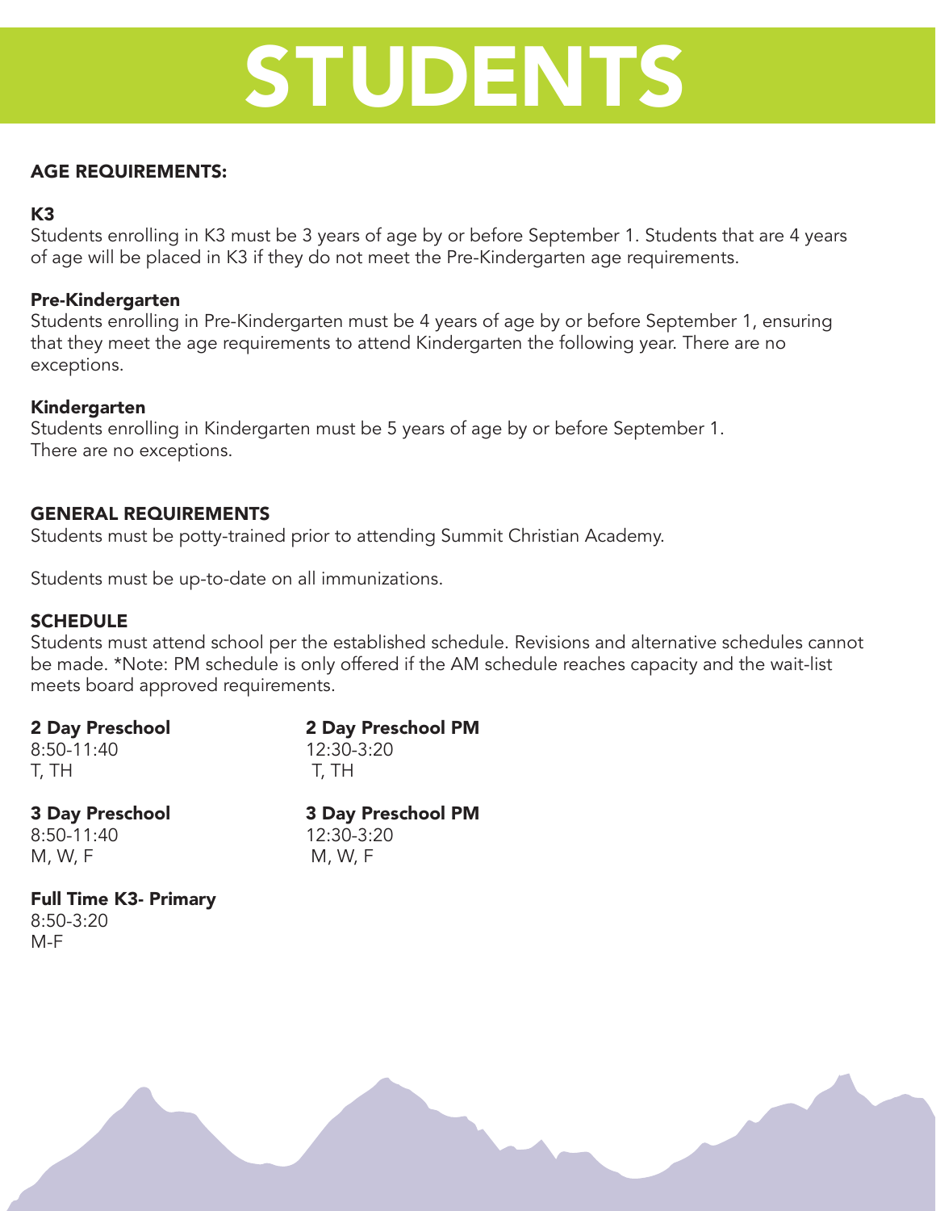# STUDENTS

## AGE REQUIREMENTS:

### K3

Students enrolling in K3 must be 3 years of age by or before September 1. Students that are 4 years of age will be placed in K3 if they do not meet the Pre-Kindergarten age requirements.

### Pre-Kindergarten

Students enrolling in Pre-Kindergarten must be 4 years of age by or before September 1, ensuring that they meet the age requirements to attend Kindergarten the following year. There are no exceptions.

### Kindergarten

Students enrolling in Kindergarten must be 5 years of age by or before September 1.
There are no exceptions.

## GENERAL REQUIREMENTS

Students must be potty-trained prior to attending Summit Christian Academy.

Students must be up-to-date on all immunizations.

## SCHEDULE

Students must attend school per the established schedule. Revisions and alternative schedules cannot be made. *Note: PM schedule is only offered if the AM schedule reaches capacity and the wait-list meets board approved requirements.

**2 Day Preschool**
8:50-11:40
T, TH

**2 Day Preschool PM**
12:30-3:20
T, TH

**3 Day Preschool**
8:50-11:40
M, W, F

**3 Day Preschool PM**
12:30-3:20
M, W, F

**Full Time K3- Primary**
8:50-3:20
M-F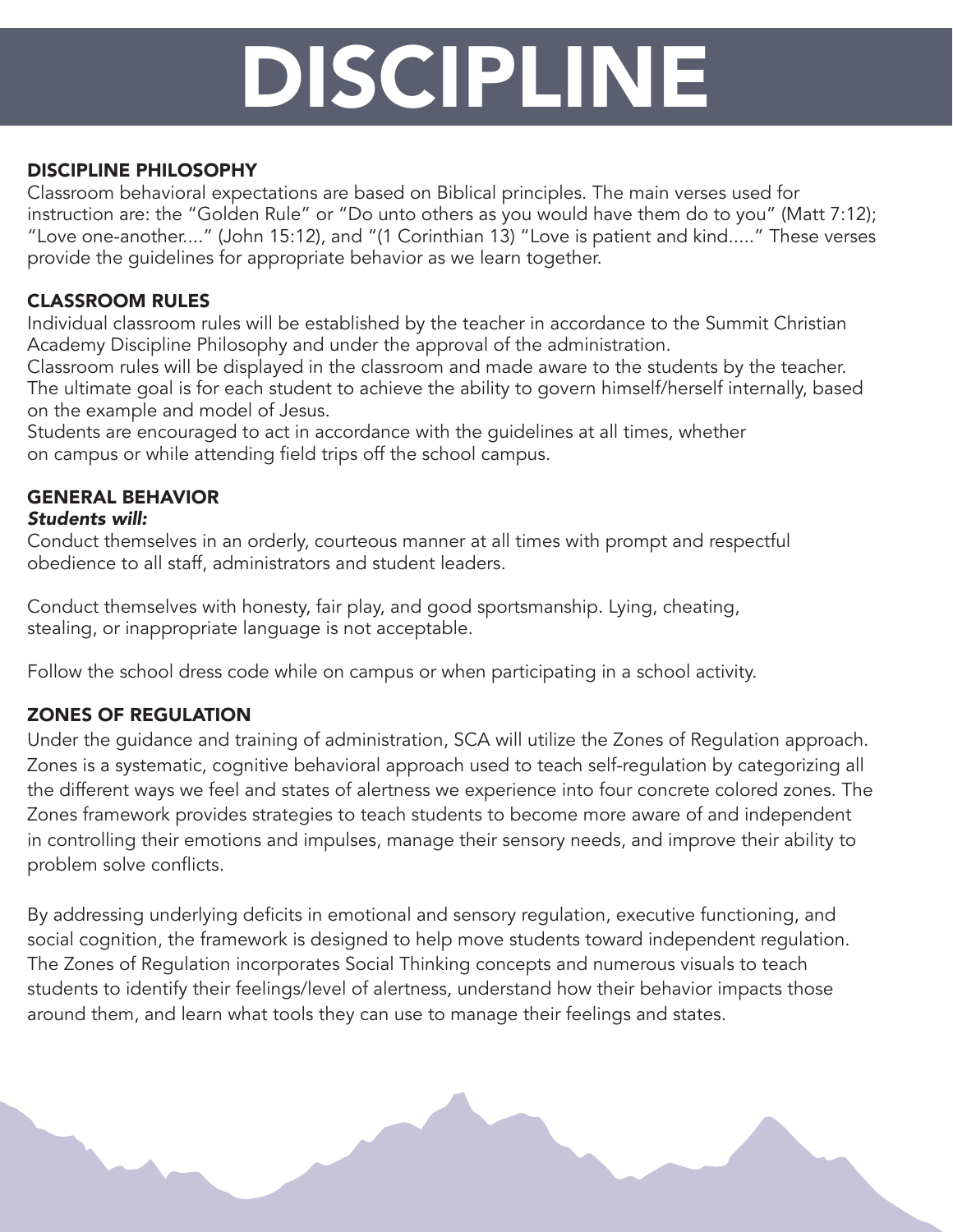# DISCIPLINE

## DISCIPLINE PHILOSOPHY

Classroom behavioral expectations are based on Biblical principles. The main verses used for instruction are: the "Golden Rule" or "Do unto others as you would have them do to you" (Matt 7:12); "Love one-another...." (John 15:12), and "(1 Corinthian 13) "Love is patient and kind....." These verses provide the guidelines for appropriate behavior as we learn together.

## CLASSROOM RULES

Individual classroom rules will be established by the teacher in accordance to the Summit Christian Academy Discipline Philosophy and under the approval of the administration.
Classroom rules will be displayed in the classroom and made aware to the students by the teacher. The ultimate goal is for each student to achieve the ability to govern himself/herself internally, based on the example and model of Jesus.
Students are encouraged to act in accordance with the guidelines at all times, whether on campus or while attending field trips off the school campus.

## GENERAL BEHAVIOR

***Students will:***

Conduct themselves in an orderly, courteous manner at all times with prompt and respectful obedience to all staff, administrators and student leaders.

Conduct themselves with honesty, fair play, and good sportsmanship. Lying, cheating, stealing, or inappropriate language is not acceptable.

Follow the school dress code while on campus or when participating in a school activity.

## ZONES OF REGULATION

Under the guidance and training of administration, SCA will utilize the Zones of Regulation approach. Zones is a systematic, cognitive behavioral approach used to teach self-regulation by categorizing all the different ways we feel and states of alertness we experience into four concrete colored zones. The Zones framework provides strategies to teach students to become more aware of and independent in controlling their emotions and impulses, manage their sensory needs, and improve their ability to problem solve conflicts.

By addressing underlying deficits in emotional and sensory regulation, executive functioning, and social cognition, the framework is designed to help move students toward independent regulation. The Zones of Regulation incorporates Social Thinking concepts and numerous visuals to teach students to identify their feelings/level of alertness, understand how their behavior impacts those around them, and learn what tools they can use to manage their feelings and states.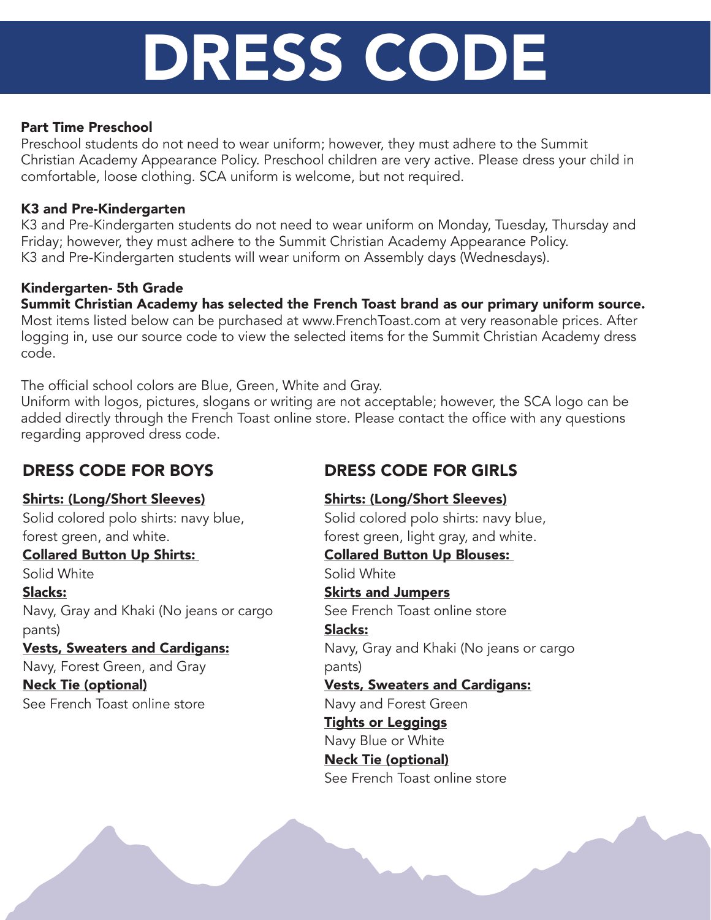# DRESS CODE

**Part Time Preschool**

Preschool students do not need to wear uniform; however, they must adhere to the Summit Christian Academy Appearance Policy. Preschool children are very active. Please dress your child in comfortable, loose clothing. SCA uniform is welcome, but not required.

**K3 and Pre-Kindergarten**

K3 and Pre-Kindergarten students do not need to wear uniform on Monday, Tuesday, Thursday and Friday; however, they must adhere to the Summit Christian Academy Appearance Policy. K3 and Pre-Kindergarten students will wear uniform on Assembly days (Wednesdays).

**Kindergarten- 5th Grade**

**Summit Christian Academy has selected the French Toast brand as our primary uniform source.**

Most items listed below can be purchased at www.FrenchToast.com at very reasonable prices. After logging in, use our source code to view the selected items for the Summit Christian Academy dress code.

The official school colors are Blue, Green, White and Gray.

Uniform with logos, pictures, slogans or writing are not acceptable; however, the SCA logo can be added directly through the French Toast online store. Please contact the office with any questions regarding approved dress code.

## DRESS CODE FOR BOYS

**Shirts: (Long/Short Sleeves)**

Solid colored polo shirts: navy blue, forest green, and white.

**Collared Button Up Shirts:**

Solid White

**Slacks:**

Navy, Gray and Khaki (No jeans or cargo pants)

**Vests, Sweaters and Cardigans:**

Navy, Forest Green, and Gray

**Neck Tie (optional)**

See French Toast online store

## DRESS CODE FOR GIRLS

**Shirts: (Long/Short Sleeves)**

Solid colored polo shirts: navy blue, forest green, light gray, and white.

**Collared Button Up Blouses:**

Solid White

**Skirts and Jumpers**

See French Toast online store

**Slacks:**

Navy, Gray and Khaki (No jeans or cargo pants)

**Vests, Sweaters and Cardigans:**

Navy and Forest Green

**Tights or Leggings**

Navy Blue or White

**Neck Tie (optional)**

See French Toast online store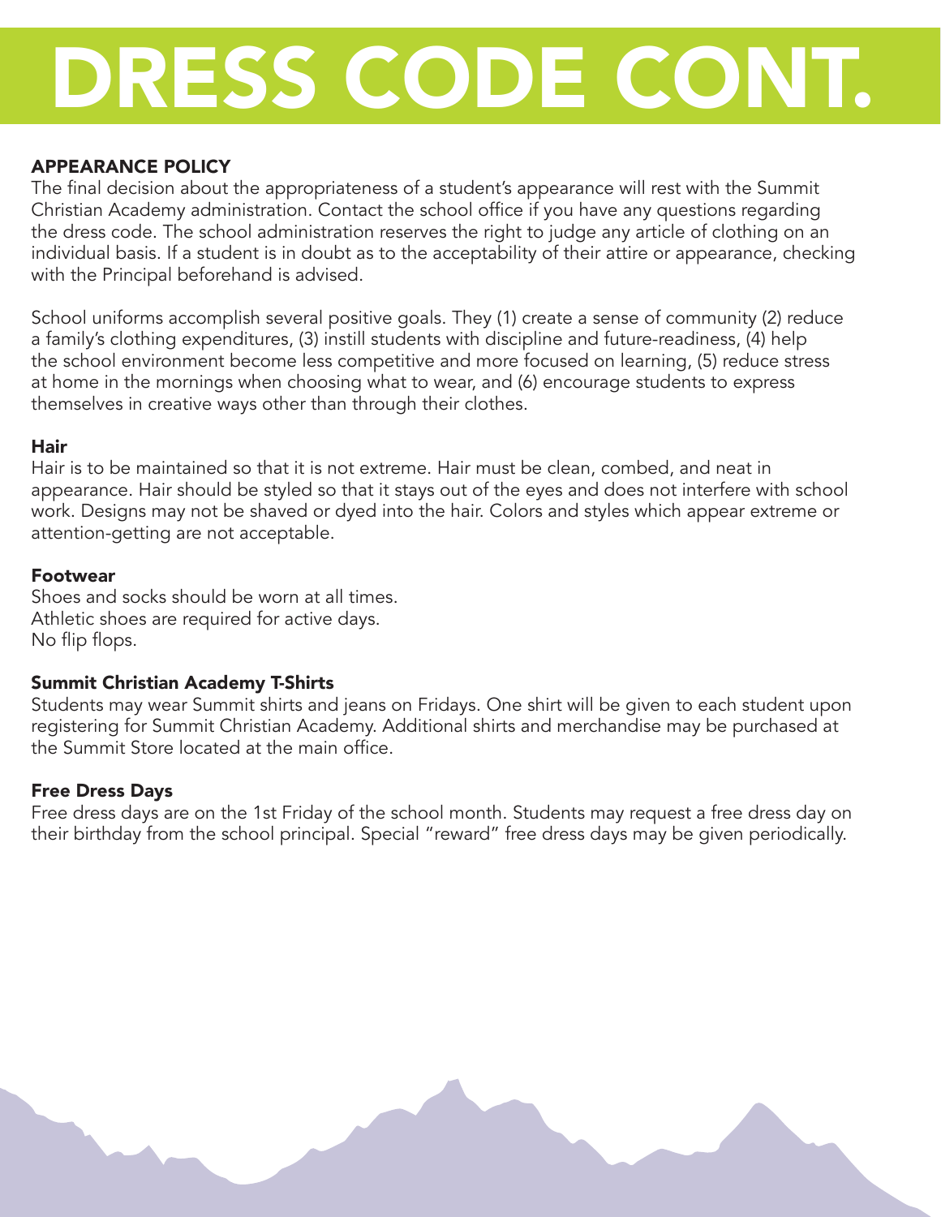# DRESS CODE CONT.

## APPEARANCE POLICY

The final decision about the appropriateness of a student's appearance will rest with the Summit Christian Academy administration. Contact the school office if you have any questions regarding the dress code. The school administration reserves the right to judge any article of clothing on an individual basis. If a student is in doubt as to the acceptability of their attire or appearance, checking with the Principal beforehand is advised.

School uniforms accomplish several positive goals. They (1) create a sense of community (2) reduce a family's clothing expenditures, (3) instill students with discipline and future-readiness, (4) help the school environment become less competitive and more focused on learning, (5) reduce stress at home in the mornings when choosing what to wear, and (6) encourage students to express themselves in creative ways other than through their clothes.

### Hair

Hair is to be maintained so that it is not extreme. Hair must be clean, combed, and neat in appearance. Hair should be styled so that it stays out of the eyes and does not interfere with school work. Designs may not be shaved or dyed into the hair. Colors and styles which appear extreme or attention-getting are not acceptable.

### Footwear

Shoes and socks should be worn at all times.
Athletic shoes are required for active days.
No flip flops.

### Summit Christian Academy T-Shirts

Students may wear Summit shirts and jeans on Fridays. One shirt will be given to each student upon registering for Summit Christian Academy. Additional shirts and merchandise may be purchased at the Summit Store located at the main office.

### Free Dress Days

Free dress days are on the 1st Friday of the school month. Students may request a free dress day on their birthday from the school principal. Special "reward" free dress days may be given periodically.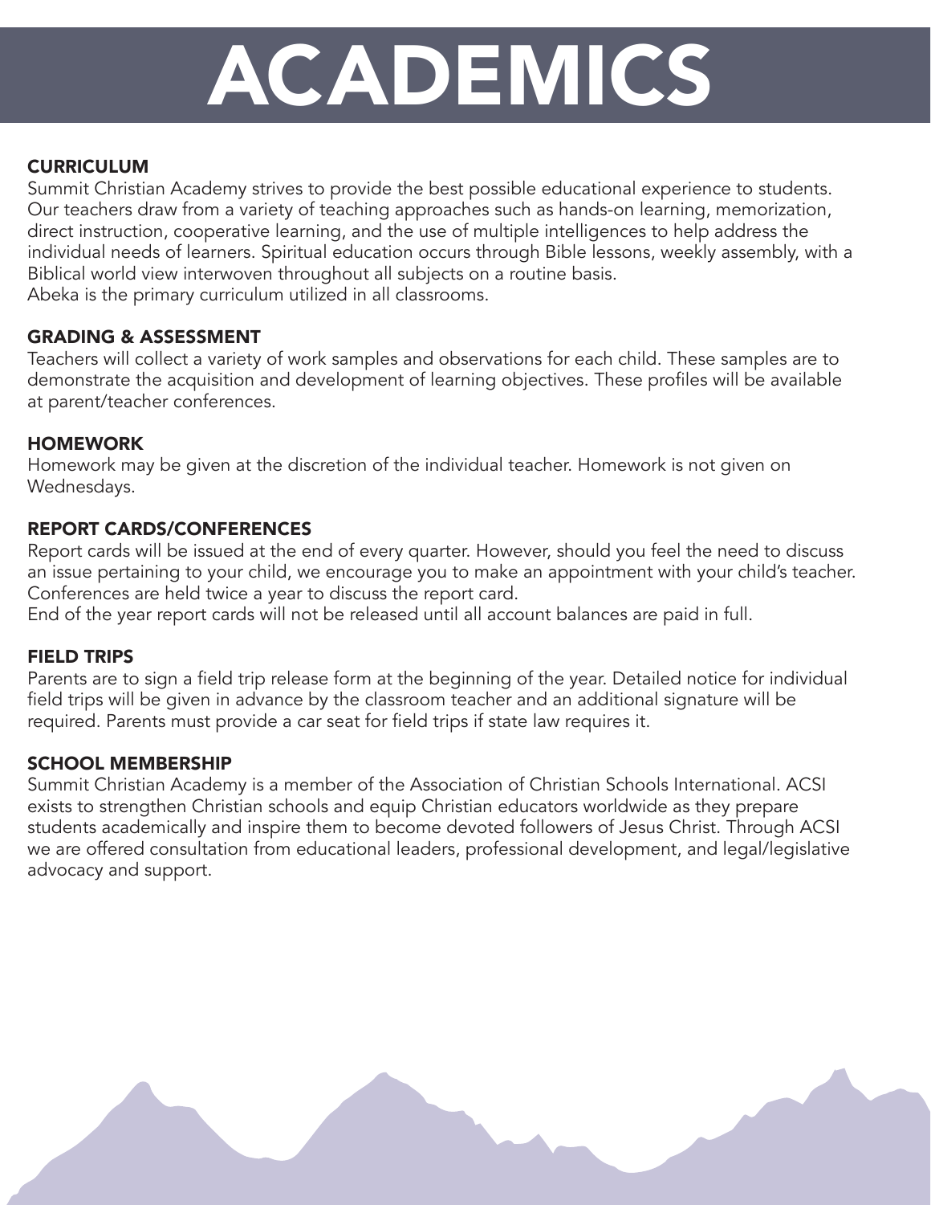# ACADEMICS

## CURRICULUM

Summit Christian Academy strives to provide the best possible educational experience to students. Our teachers draw from a variety of teaching approaches such as hands-on learning, memorization, direct instruction, cooperative learning, and the use of multiple intelligences to help address the individual needs of learners. Spiritual education occurs through Bible lessons, weekly assembly, with a Biblical world view interwoven throughout all subjects on a routine basis.
Abeka is the primary curriculum utilized in all classrooms.

## GRADING & ASSESSMENT

Teachers will collect a variety of work samples and observations for each child. These samples are to demonstrate the acquisition and development of learning objectives. These profiles will be available at parent/teacher conferences.

## HOMEWORK

Homework may be given at the discretion of the individual teacher. Homework is not given on Wednesdays.

## REPORT CARDS/CONFERENCES

Report cards will be issued at the end of every quarter. However, should you feel the need to discuss an issue pertaining to your child, we encourage you to make an appointment with your child's teacher. Conferences are held twice a year to discuss the report card.
End of the year report cards will not be released until all account balances are paid in full.

## FIELD TRIPS

Parents are to sign a field trip release form at the beginning of the year. Detailed notice for individual field trips will be given in advance by the classroom teacher and an additional signature will be required. Parents must provide a car seat for field trips if state law requires it.

## SCHOOL MEMBERSHIP

Summit Christian Academy is a member of the Association of Christian Schools International. ACSI exists to strengthen Christian schools and equip Christian educators worldwide as they prepare students academically and inspire them to become devoted followers of Jesus Christ. Through ACSI we are offered consultation from educational leaders, professional development, and legal/legislative advocacy and support.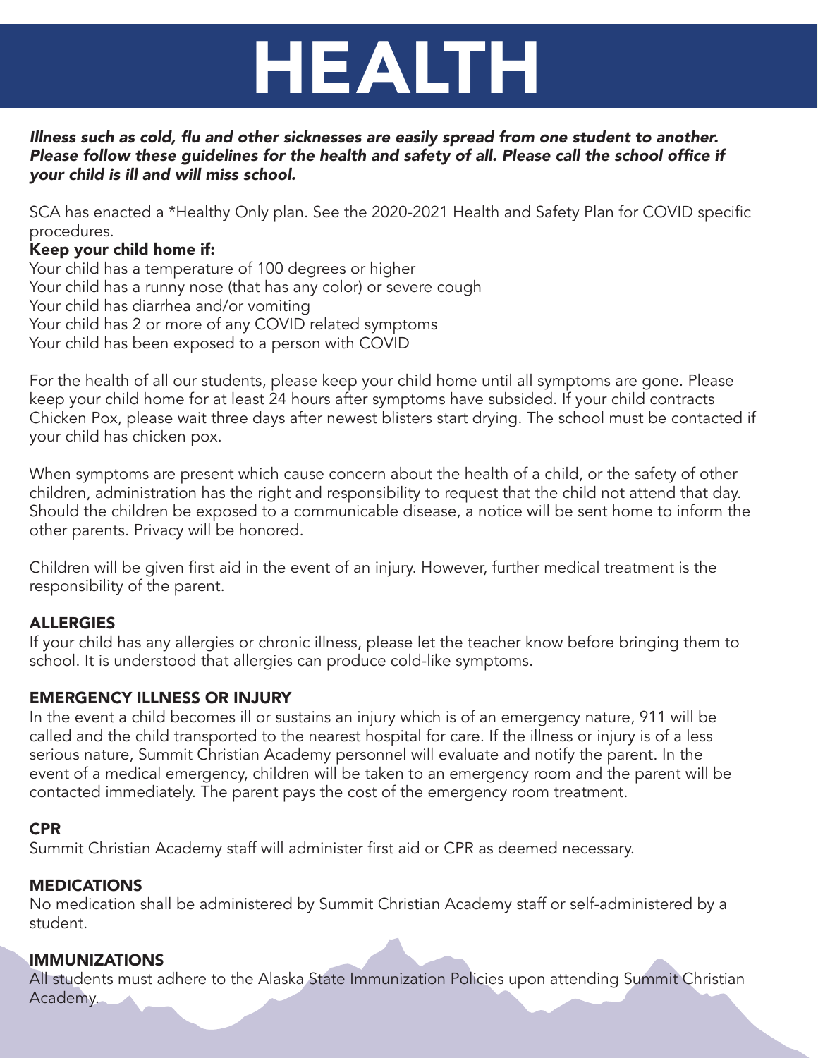# HEALTH

***Illness such as cold, flu and other sicknesses are easily spread from one student to another. Please follow these guidelines for the health and safety of all. Please call the school office if your child is ill and will miss school.***

SCA has enacted a *Healthy Only plan. See the 2020-2021 Health and Safety Plan for COVID specific procedures.

**Keep your child home if:**

Your child has a temperature of 100 degrees or higher
Your child has a runny nose (that has any color) or severe cough
Your child has diarrhea and/or vomiting
Your child has 2 or more of any COVID related symptoms
Your child has been exposed to a person with COVID

For the health of all our students, please keep your child home until all symptoms are gone. Please keep your child home for at least 24 hours after symptoms have subsided. If your child contracts Chicken Pox, please wait three days after newest blisters start drying. The school must be contacted if your child has chicken pox.

When symptoms are present which cause concern about the health of a child, or the safety of other children, administration has the right and responsibility to request that the child not attend that day. Should the children be exposed to a communicable disease, a notice will be sent home to inform the other parents. Privacy will be honored.

Children will be given first aid in the event of an injury. However, further medical treatment is the responsibility of the parent.

## ALLERGIES

If your child has any allergies or chronic illness, please let the teacher know before bringing them to school. It is understood that allergies can produce cold-like symptoms.

## EMERGENCY ILLNESS OR INJURY

In the event a child becomes ill or sustains an injury which is of an emergency nature, 911 will be called and the child transported to the nearest hospital for care. If the illness or injury is of a less serious nature, Summit Christian Academy personnel will evaluate and notify the parent. In the event of a medical emergency, children will be taken to an emergency room and the parent will be contacted immediately. The parent pays the cost of the emergency room treatment.

## CPR

Summit Christian Academy staff will administer first aid or CPR as deemed necessary.

## MEDICATIONS

No medication shall be administered by Summit Christian Academy staff or self-administered by a student.

## IMMUNIZATIONS

All students must adhere to the Alaska State Immunization Policies upon attending Summit Christian Academy.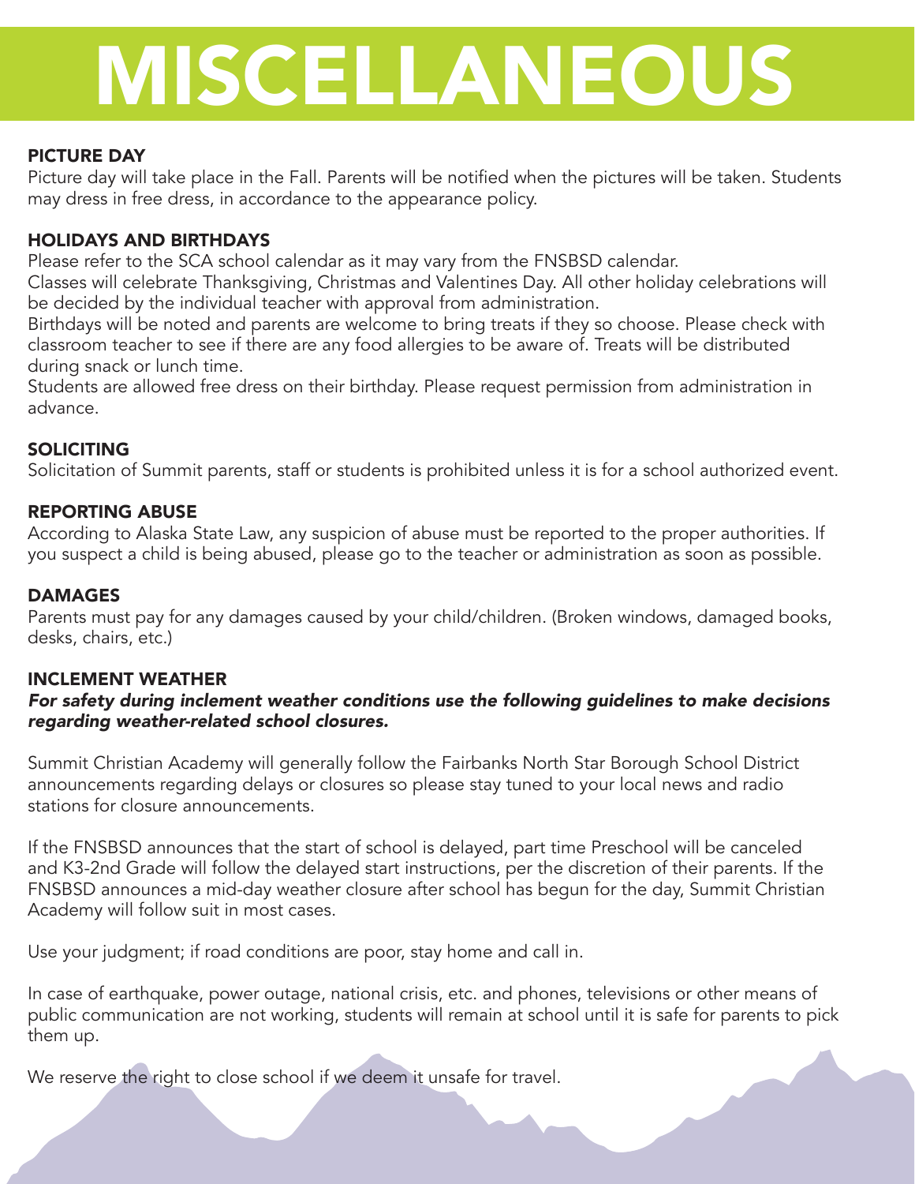# MISCELLANEOUS

### PICTURE DAY

Picture day will take place in the Fall. Parents will be notified when the pictures will be taken. Students may dress in free dress, in accordance to the appearance policy.

### HOLIDAYS AND BIRTHDAYS

Please refer to the SCA school calendar as it may vary from the FNSBSD calendar.
Classes will celebrate Thanksgiving, Christmas and Valentines Day. All other holiday celebrations will be decided by the individual teacher with approval from administration.
Birthdays will be noted and parents are welcome to bring treats if they so choose. Please check with classroom teacher to see if there are any food allergies to be aware of. Treats will be distributed during snack or lunch time.
Students are allowed free dress on their birthday. Please request permission from administration in advance.

### SOLICITING

Solicitation of Summit parents, staff or students is prohibited unless it is for a school authorized event.

### REPORTING ABUSE

According to Alaska State Law, any suspicion of abuse must be reported to the proper authorities. If you suspect a child is being abused, please go to the teacher or administration as soon as possible.

### DAMAGES

Parents must pay for any damages caused by your child/children. (Broken windows, damaged books, desks, chairs, etc.)

### INCLEMENT WEATHER

***For safety during inclement weather conditions use the following guidelines to make decisions regarding weather-related school closures.***

Summit Christian Academy will generally follow the Fairbanks North Star Borough School District announcements regarding delays or closures so please stay tuned to your local news and radio stations for closure announcements.

If the FNSBSD announces that the start of school is delayed, part time Preschool will be canceled and K3-2nd Grade will follow the delayed start instructions, per the discretion of their parents. If the FNSBSD announces a mid-day weather closure after school has begun for the day, Summit Christian Academy will follow suit in most cases.

Use your judgment; if road conditions are poor, stay home and call in.

In case of earthquake, power outage, national crisis, etc. and phones, televisions or other means of public communication are not working, students will remain at school until it is safe for parents to pick them up.

We reserve the right to close school if we deem it unsafe for travel.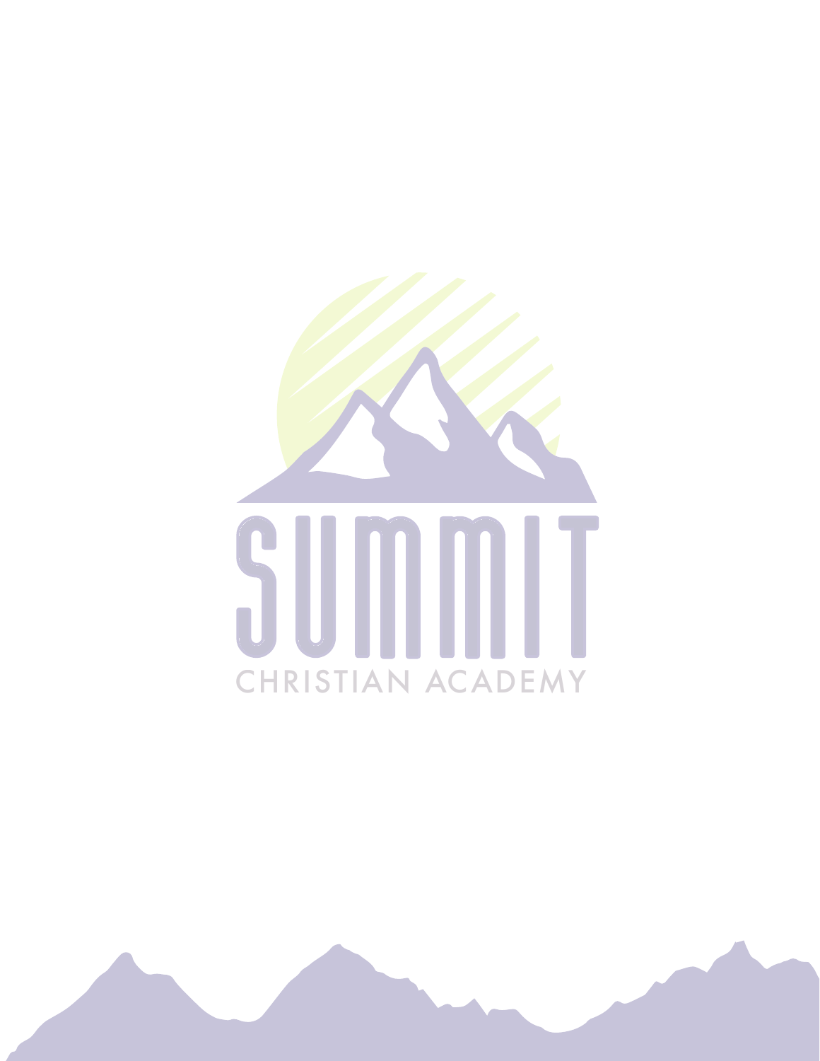SUMMIT

CHRISTIAN ACADEMY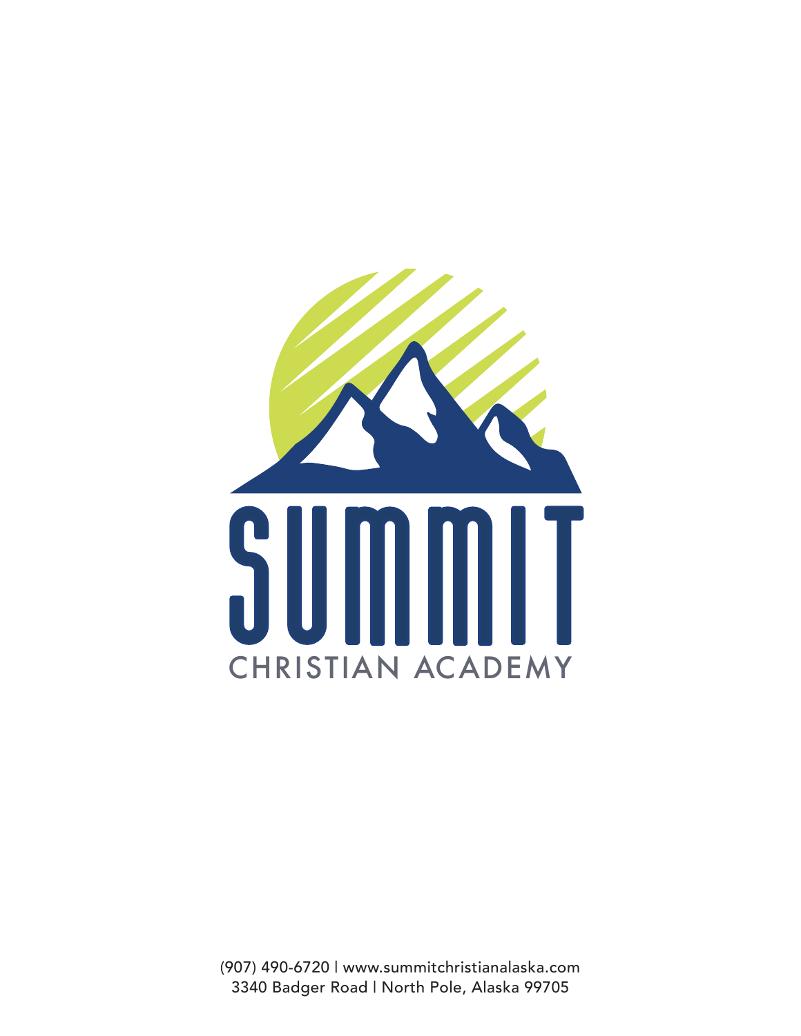SUMMIT

CHRISTIAN ACADEMY

(907) 490-6720 | www.summitchristianalaska.com
3340 Badger Road | North Pole, Alaska 99705